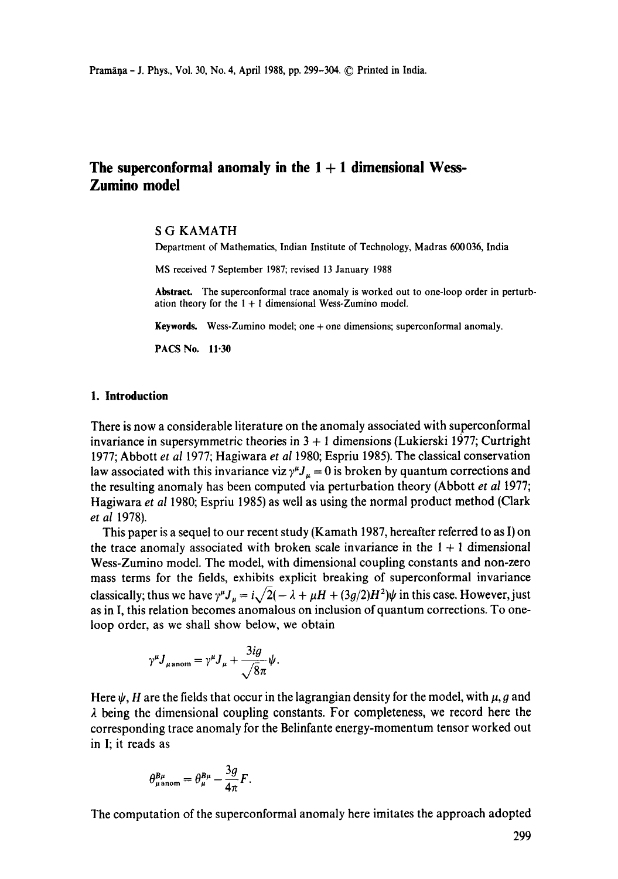# The superconformal anomaly in the 1 + 1 dimensional Wess-Zumino model

S G KAMATH

Department of Mathematics, Indian Institute of Technology, Madras 600036, India

MS received 7 September 1987; revised 13 January 1988

**Abstract.** The superconformal trace anomaly is worked out to one-loop order in perturbation theory for the 1 + 1 dimensional Wess-Zumino model.

**Keywords.** Wess-Zumino model; one + one dimensions; superconformal anomaly.

**PACS No.** 11·30

## 1. Introduction

There is now a considerable literature on the anomaly associated with superconformal invariance in supersymmetric theories in 3 + 1 dimensions (Lukierski 1977; Curtright 1977; Abbott *et al* 1977; Hagiwara *et al* 1980; Espriu 1985). The classical conservation law associated with this invariance viz $\gamma^\mu J_\mu = 0$ is broken by quantum corrections and the resulting anomaly has been computed via perturbation theory (Abbott *et al* 1977; Hagiwara *et al* 1980; Espriu 1985) as well as using the normal product method (Clark *et al* 1978).

This paper is a sequel to our recent study (Kamath 1987, hereafter referred to as I) on the trace anomaly associated with broken scale invariance in the 1 + 1 dimensional Wess-Zumino model. The model, with dimensional coupling constants and non-zero mass terms for the fields, exhibits explicit breaking of superconformal invariance classically; thus we have $\gamma^\mu J_\mu = i\sqrt{2}(-\lambda + \mu H + (3g/2)H^2)\psi$ in this case. However, just as in I, this relation becomes anomalous on inclusion of quantum corrections. To one-loop order, as we shall show below, we obtain

$$\gamma^\mu J_{\mu\,\text{anom}} = \gamma^\mu J_\mu + \frac{3ig}{\sqrt{8\pi}}\psi.$$

Here $\psi$, $H$ are the fields that occur in the lagrangian density for the model, with $\mu$, $g$ and $\lambda$ being the dimensional coupling constants. For completeness, we record here the corresponding trace anomaly for the Belinfante energy-momentum tensor worked out in I; it reads as

$$\theta^{B\mu}_{\mu\,\text{anom}} = \theta^{B\mu}_{\mu} - \frac{3g}{4\pi}F.$$

The computation of the superconformal anomaly here imitates the approach adopted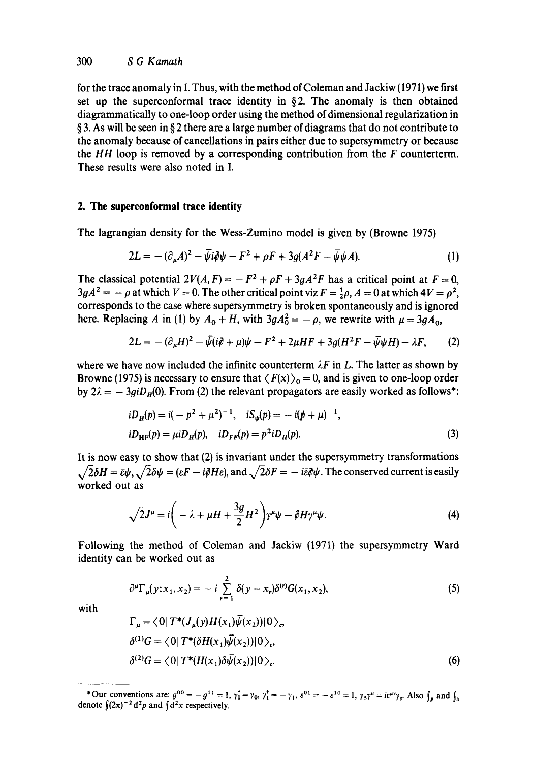for the trace anomaly in I. Thus, with the method of Coleman and Jackiw (1971) we first set up the superconformal trace identity in § 2. The anomaly is then obtained diagrammatically to one-loop order using the method of dimensional regularization in § 3. As will be seen in § 2 there are a large number of diagrams that do not contribute to the anomaly because of cancellations in pairs either due to supersymmetry or because the $HH$ loop is removed by a corresponding contribution from the $F$ counterterm. These results were also noted in I.

## 2. The superconformal trace identity

The lagrangian density for the Wess-Zumino model is given by (Browne 1975)

$$2L = -(\partial_\mu A)^2 - \bar{\psi} i \partial\!\!\!/ \psi - F^2 + \rho F + 3g(A^2 F - \bar{\psi}\psi A). \tag{1}$$

The classical potential $2V(A, F) = -F^2 + \rho F + 3gA^2 F$ has a critical point at $F = 0$, $3gA^2 = -\rho$ at which $V = 0$. The other critical point viz $F = \frac{1}{2}\rho$, $A = 0$ at which $4V = \rho^2$, corresponds to the case where supersymmetry is broken spontaneously and is ignored here. Replacing $A$ in (1) by $A_0 + H$, with $3gA_0^2 = -\rho$, we rewrite with $\mu = 3gA_0$,

$$2L = -(\partial_\mu H)^2 - \bar{\psi}(i\partial\!\!\!/ + \mu)\psi - F^2 + 2\mu HF + 3g(H^2 F - \bar{\psi}\psi H) - \lambda F, \tag{2}$$

where we have now included the infinite counterterm $\lambda F$ in $L$. The latter as shown by Browne (1975) is necessary to ensure that $\langle F(x) \rangle_0 = 0$, and is given to one-loop order by $2\lambda = -3giD_H(0)$. From (2) the relevant propagators are easily worked as follows*:

$$iD_H(p) = i(-p^2 + \mu^2)^{-1}, \quad iS_\psi(p) = -i(p\!\!\!/ + \mu)^{-1},$$
$$iD_{HF}(p) = \mu i D_H(p), \quad iD_{FF}(p) = p^2 i D_H(p). \tag{3}$$

It is now easy to show that (2) is invariant under the supersymmetry transformations $\sqrt{2}\delta H = \bar{\varepsilon}\psi$, $\sqrt{2}\delta\psi = (\varepsilon F - i\partial\!\!\!/ H\varepsilon)$, and $\sqrt{2}\delta F = -i\bar{\varepsilon}\partial\!\!\!/\psi$. The conserved current is easily worked out as

$$\sqrt{2} J^\mu = i\left(-\lambda + \mu H + \frac{3g}{2} H^2\right)\gamma^\mu \psi - \partial\!\!\!/ H \gamma^\mu \psi. \tag{4}$$

Following the method of Coleman and Jackiw (1971) the supersymmetry Ward identity can be worked out as

$$\partial^\mu \Gamma_\mu(y : x_1, x_2) = -i \sum_{r=1}^{2} \delta(y - x_r)\delta^{(r)} G(x_1, x_2), \tag{5}$$

with

$$\Gamma_\mu = \langle 0 | T^*(J_\mu(y) H(x_1) \bar{\psi}(x_2)) | 0 \rangle_c,$$
$$\delta^{(1)} G = \langle 0 | T^*(\delta H(x_1) \bar{\psi}(x_2)) | 0 \rangle_c,$$
$$\delta^{(2)} G = \langle 0 | T^*(H(x_1) \delta\bar{\psi}(x_2)) | 0 \rangle_c. \tag{6}$$

---

*Our conventions are: $g^{00} = -g^{11} = 1$, $\gamma_0^\dagger = \gamma_0$, $\gamma_1^\dagger = -\gamma_1$, $\varepsilon^{01} = -\varepsilon^{10} = 1$, $\gamma_5\gamma^\mu = i\varepsilon^{\mu\nu}\gamma_\nu$. Also $\int_p$ and $\int_x$ denote $\int (2\pi)^{-2} d^2 p$ and $\int d^2 x$ respectively.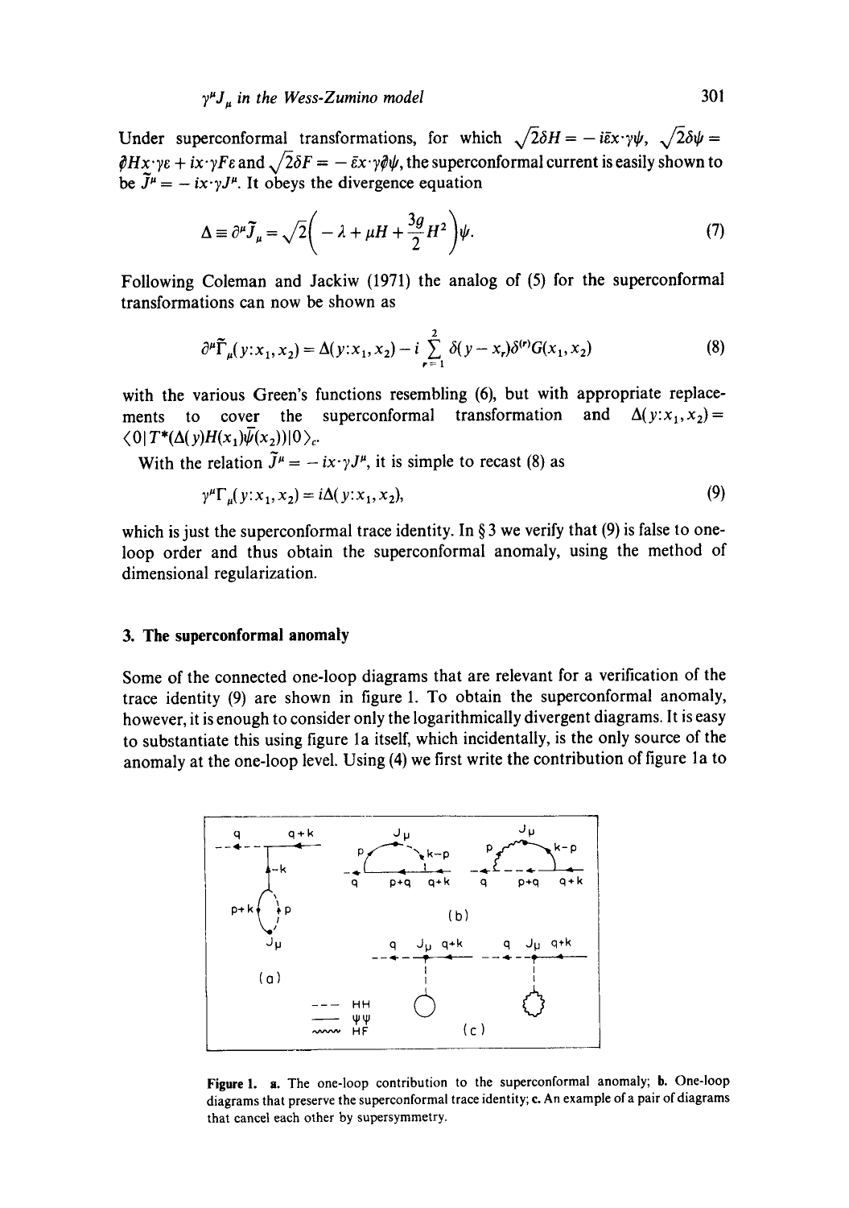Under superconformal transformations, for which $\sqrt{2}\delta H = -i\bar{\varepsilon}x\cdot\gamma\psi$, $\sqrt{2}\delta\psi = \not{\partial}Hx\cdot\gamma\varepsilon + ix\cdot\gamma F\varepsilon$ and $\sqrt{2}\delta F = -\bar{\varepsilon}x\cdot\gamma\not{\partial}\psi$, the superconformal current is easily shown to be $\tilde{J}^\mu = -ix\cdot\gamma J^\mu$. It obeys the divergence equation

$$\Delta \equiv \partial^\mu \tilde{J}_\mu = \sqrt{2}\left(-\lambda + \mu H + \frac{3g}{2}H^2\right)\psi. \tag{7}$$

Following Coleman and Jackiw (1971) the analog of (5) for the superconformal transformations can now be shown as

$$\partial^\mu \tilde{\Gamma}_\mu(y{:}x_1, x_2) = \Delta(y{:}x_1, x_2) - i\sum_{r=1}^{2}\delta(y - x_r)\delta^{(r)}G(x_1, x_2) \tag{8}$$

with the various Green's functions resembling (6), but with appropriate replacements to cover the superconformal transformation and $\Delta(y{:}x_1, x_2) = \langle 0|T^*(\Delta(y)H(x_1)\bar{\psi}(x_2))|0\rangle_c$.

With the relation $\tilde{J}^\mu = -ix\cdot\gamma J^\mu$, it is simple to recast (8) as

$$\gamma^\mu \Gamma_\mu(y{:}x_1, x_2) = i\Delta(y{:}x_1, x_2), \tag{9}$$

which is just the superconformal trace identity. In § 3 we verify that (9) is false to one-loop order and thus obtain the superconformal anomaly, using the method of dimensional regularization.

## 3. The superconformal anomaly

Some of the connected one-loop diagrams that are relevant for a verification of the trace identity (9) are shown in figure 1. To obtain the superconformal anomaly, however, it is enough to consider only the logarithmically divergent diagrams. It is easy to substantiate this using figure 1a itself, which incidentally, is the only source of the anomaly at the one-loop level. Using (4) we first write the contribution of figure 1a to

**Figure 1.** **a.** The one-loop contribution to the superconformal anomaly; **b.** One-loop diagrams that preserve the superconformal trace identity; **c.** An example of a pair of diagrams that cancel each other by supersymmetry.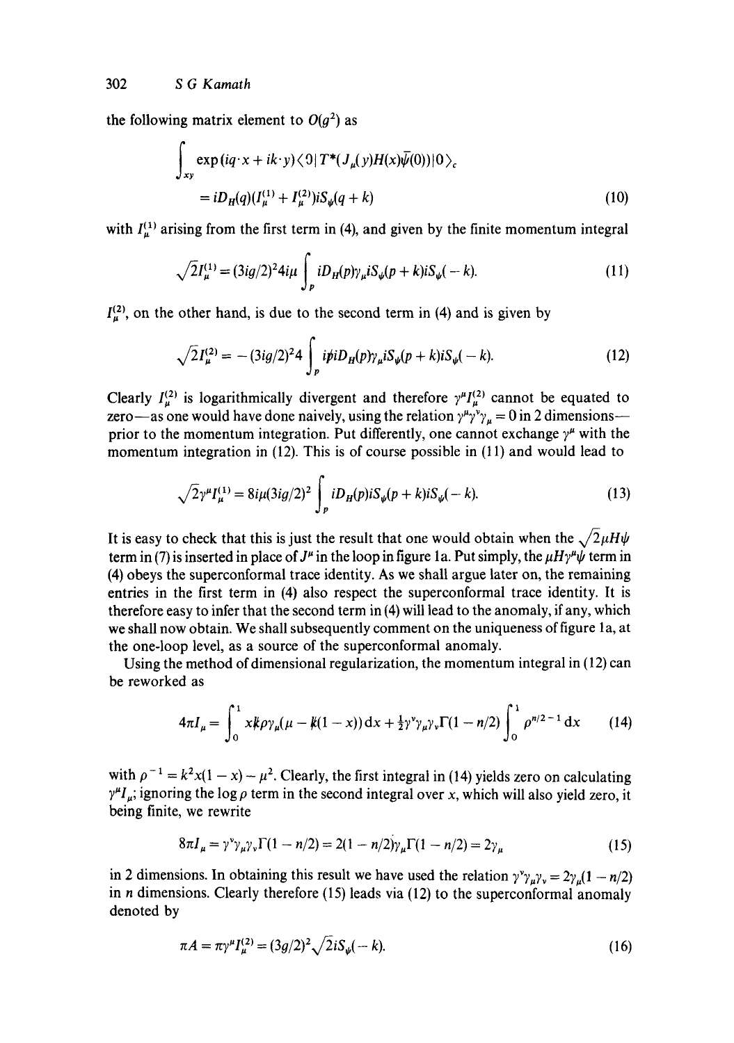the following matrix element to $O(g^2)$ as

$$\int_{xy} \exp(iq\cdot x + ik\cdot y)\langle 0|T^*(J_\mu(y)H(x)\bar{\psi}(0))|0\rangle_c$$
$$= iD_H(q)(I_\mu^{(1)} + I_\mu^{(2)})iS_\psi(q+k) \tag{10}$$

with $I_\mu^{(1)}$ arising from the first term in (4), and given by the finite momentum integral

$$\sqrt{2}I_\mu^{(1)} = (3ig/2)^2 4i\mu \int_p iD_H(p)\gamma_\mu iS_\psi(p+k)iS_\psi(-k). \tag{11}$$

$I_\mu^{(2)}$, on the other hand, is due to the second term in (4) and is given by

$$\sqrt{2}I_\mu^{(2)} = -(3ig/2)^2 4 \int_p i\not{p}iD_H(p)\gamma_\mu iS_\psi(p+k)iS_\psi(-k). \tag{12}$$

Clearly $I_\mu^{(2)}$ is logarithmically divergent and therefore $\gamma^\mu I_\mu^{(2)}$ cannot be equated to zero—as one would have done naively, using the relation $\gamma^\mu\gamma^\nu\gamma_\mu = 0$ in 2 dimensions—prior to the momentum integration. Put differently, one cannot exchange $\gamma^\mu$ with the momentum integration in (12). This is of course possible in (11) and would lead to

$$\sqrt{2}\gamma^\mu I_\mu^{(1)} = 8i\mu(3ig/2)^2 \int_p iD_H(p)iS_\psi(p+k)iS_\psi(-k). \tag{13}$$

It is easy to check that this is just the result that one would obtain when the $\sqrt{2}\mu H\psi$ term in (7) is inserted in place of $J^\mu$ in the loop in figure 1a. Put simply, the $\mu H\gamma^\mu\psi$ term in (4) obeys the superconformal trace identity. As we shall argue later on, the remaining entries in the first term in (4) also respect the superconformal trace identity. It is therefore easy to infer that the second term in (4) will lead to the anomaly, if any, which we shall now obtain. We shall subsequently comment on the uniqueness of figure 1a, at the one-loop level, as a source of the superconformal anomaly.

Using the method of dimensional regularization, the momentum integral in (12) can be reworked as

$$4\pi I_\mu = \int_0^1 x\not{k}\rho\gamma_\mu(\mu - \not{k}(1-x))\,dx + \tfrac{1}{2}\gamma^\nu\gamma_\mu\gamma_\nu\Gamma(1-n/2)\int_0^1 \rho^{n/2-1}\,dx \tag{14}$$

with $\rho^{-1} = k^2x(1-x) - \mu^2$. Clearly, the first integral in (14) yields zero on calculating $\gamma^\mu I_\mu$; ignoring the $\log\rho$ term in the second integral over $x$, which will also yield zero, it being finite, we rewrite

$$8\pi I_\mu = \gamma^\nu\gamma_\mu\gamma_\nu\Gamma(1-n/2) = 2(1-n/2)\gamma_\mu\Gamma(1-n/2) = 2\gamma_\mu \tag{15}$$

in 2 dimensions. In obtaining this result we have used the relation $\gamma^\nu\gamma_\mu\gamma_\nu = 2\gamma_\mu(1-n/2)$ in $n$ dimensions. Clearly therefore (15) leads via (12) to the superconformal anomaly denoted by

$$\pi A = \pi\gamma^\mu I_\mu^{(2)} = (3g/2)^2\sqrt{2}iS_\psi(-k). \tag{16}$$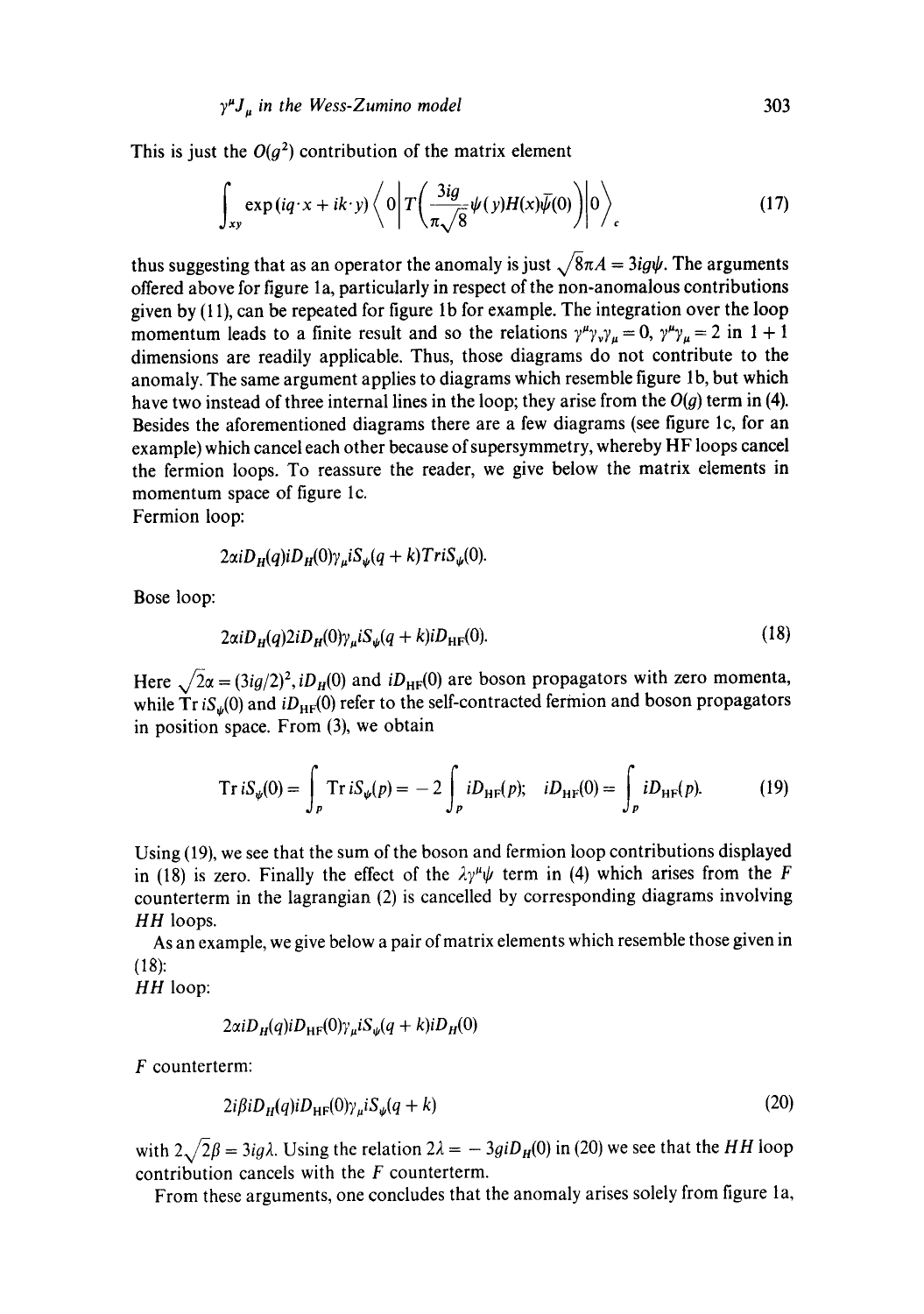This is just the $O(g^2)$ contribution of the matrix element

$$\int_{xy} \exp(iq\cdot x + ik\cdot y)\left\langle 0\left|T\left(\frac{3ig}{\pi\sqrt{8}}\psi(y)H(x)\bar{\psi}(0)\right)\right|0\right\rangle_c \tag{17}$$

thus suggesting that as an operator the anomaly is just $\sqrt{8}\pi A = 3ig\psi$. The arguments offered above for figure 1a, particularly in respect of the non-anomalous contributions given by (11), can be repeated for figure 1b for example. The integration over the loop momentum leads to a finite result and so the relations $\gamma^\mu\gamma_\nu\gamma_\mu = 0$, $\gamma^\mu\gamma_\mu = 2$ in $1+1$ dimensions are readily applicable. Thus, those diagrams do not contribute to the anomaly. The same argument applies to diagrams which resemble figure 1b, but which have two instead of three internal lines in the loop; they arise from the $O(g)$ term in (4). Besides the aforementioned diagrams there are a few diagrams (see figure 1c, for an example) which cancel each other because of supersymmetry, whereby HF loops cancel the fermion loops. To reassure the reader, we give below the matrix elements in momentum space of figure 1c.

Fermion loop:

$$2\alpha iD_H(q)iD_H(0)\gamma_\mu iS_\psi(q+k)\mathrm{Tr}\, iS_\psi(0).$$

Bose loop:

$$2\alpha iD_H(q)2iD_H(0)\gamma_\mu iS_\psi(q+k)iD_{\mathrm{HF}}(0). \tag{18}$$

Here $\sqrt{2}\alpha = (3ig/2)^2$, $iD_H(0)$ and $iD_{\mathrm{HF}}(0)$ are boson propagators with zero momenta, while $\mathrm{Tr}\, iS_\psi(0)$ and $iD_{\mathrm{HF}}(0)$ refer to the self-contracted fermion and boson propagators in position space. From (3), we obtain

$$\mathrm{Tr}\, iS_\psi(0) = \int_p \mathrm{Tr}\, iS_\psi(p) = -2\int_p iD_{\mathrm{HF}}(p); \quad iD_{\mathrm{HF}}(0) = \int_p iD_{\mathrm{HF}}(p). \tag{19}$$

Using (19), we see that the sum of the boson and fermion loop contributions displayed in (18) is zero. Finally the effect of the $\lambda\gamma^\mu\psi$ term in (4) which arises from the $F$ counterterm in the lagrangian (2) is cancelled by corresponding diagrams involving $HH$ loops.

As an example, we give below a pair of matrix elements which resemble those given in (18):

$HH$ loop:

$$2\alpha iD_H(q)iD_{\mathrm{HF}}(0)\gamma_\mu iS_\psi(q+k)iD_H(0)$$

$F$ counterterm:

$$2i\beta iD_H(q)iD_{\mathrm{HF}}(0)\gamma_\mu iS_\psi(q+k) \tag{20}$$

with $2\sqrt{2}\beta = 3ig\lambda$. Using the relation $2\lambda = -3giD_H(0)$ in (20) we see that the $HH$ loop contribution cancels with the $F$ counterterm.

From these arguments, one concludes that the anomaly arises solely from figure 1a,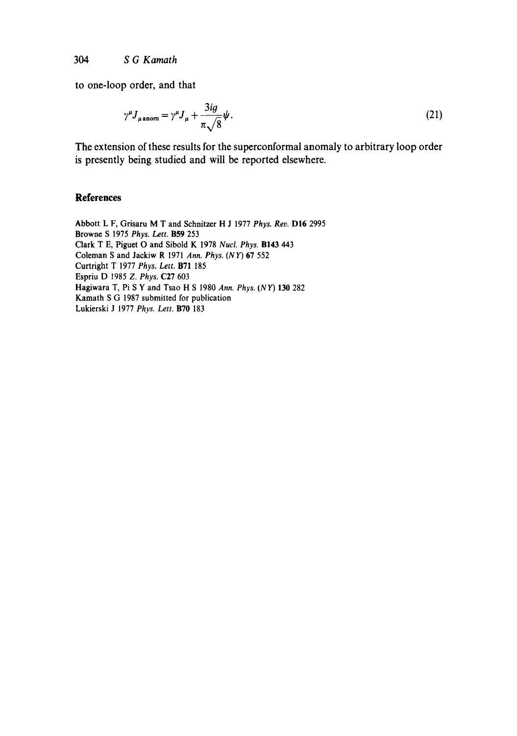to one-loop order, and that

$$\gamma^{\mu} J_{\mu\,\text{anom}} = \gamma^{\mu} J_{\mu} + \frac{3ig}{\pi\sqrt{8}}\psi. \tag{21}$$

The extension of these results for the superconformal anomaly to arbitrary loop order is presently being studied and will be reported elsewhere.

## References

Abbott L F, Grisaru M T and Schnitzer H J 1977 *Phys. Rev.* **D16** 2995
Browne S 1975 *Phys. Lett.* **B59** 253
Clark T E, Piguet O and Sibold K 1978 *Nucl. Phys.* **B143** 443
Coleman S and Jackiw R 1971 *Ann. Phys. (NY)* **67** 552
Curtright T 1977 *Phys. Lett.* **B71** 185
Espriu D 1985 *Z. Phys.* **C27** 603
Hagiwara T, Pi S Y and Tsao H S 1980 *Ann. Phys. (NY)* **130** 282
Kamath S G 1987 submitted for publication
Lukierski J 1977 *Phys. Lett.* **B70** 183